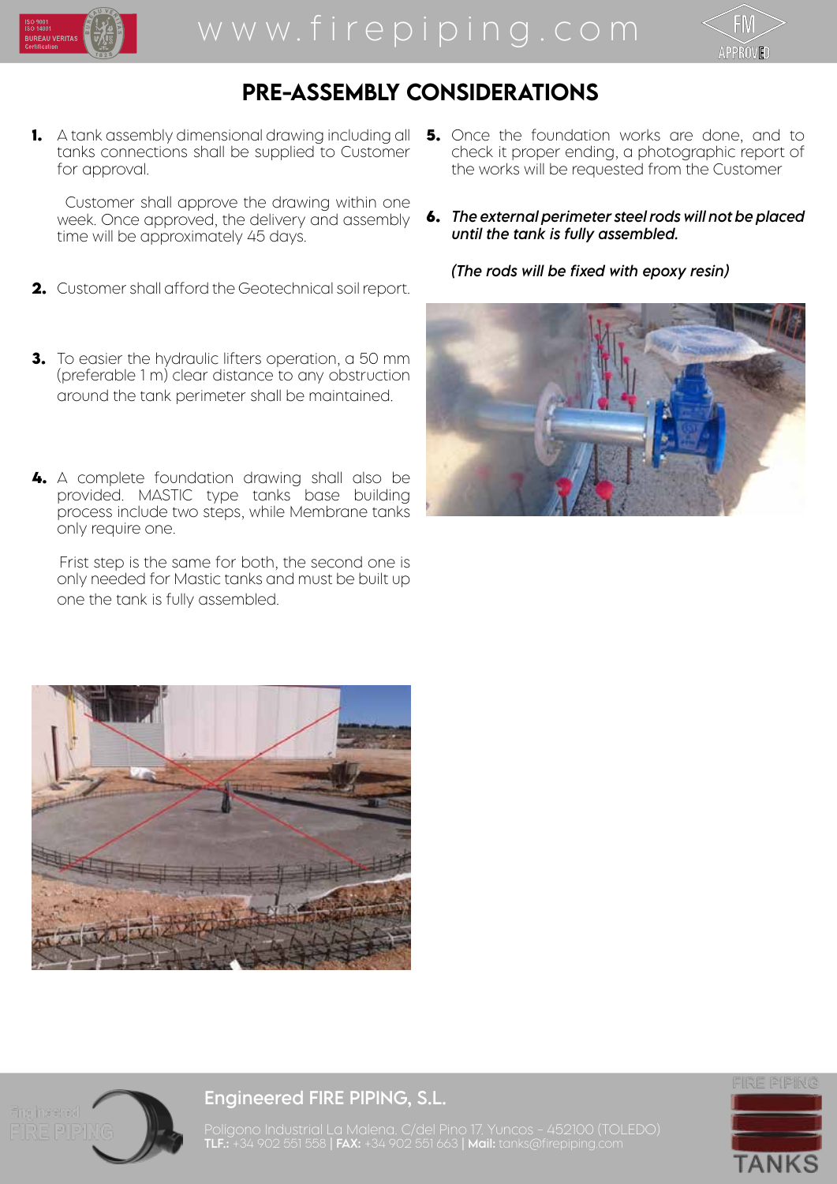## PRE-ASSEMBLY CONSIDERATIONS

1. A tank assembly dimensional drawing including all tanks connections shall be supplied to Customer for approval.

   Customer shall approve the drawing within one week. Once approved, the delivery and assembly time will be approximately 45 days.

2. Customer shall afford the Geotechnical soil report.

3. To easier the hydraulic lifters operation, a 50 mm (preferable 1 m) clear distance to any obstruction around the tank perimeter shall be maintained.

4. A complete foundation drawing shall also be provided. MASTIC type tanks base building process include two steps, while Membrane tanks only require one.

   Frist step is the same for both, the second one is only needed for Mastic tanks and must be built up one the tank is fully assembled.

5. Once the foundation works are done, and to check it proper ending, a photographic report of the works will be requested from the Customer

6. ***The external perimeter steel rods will not be placed until the tank is fully assembled.***

   ***(The rods will be fixed with epoxy resin)***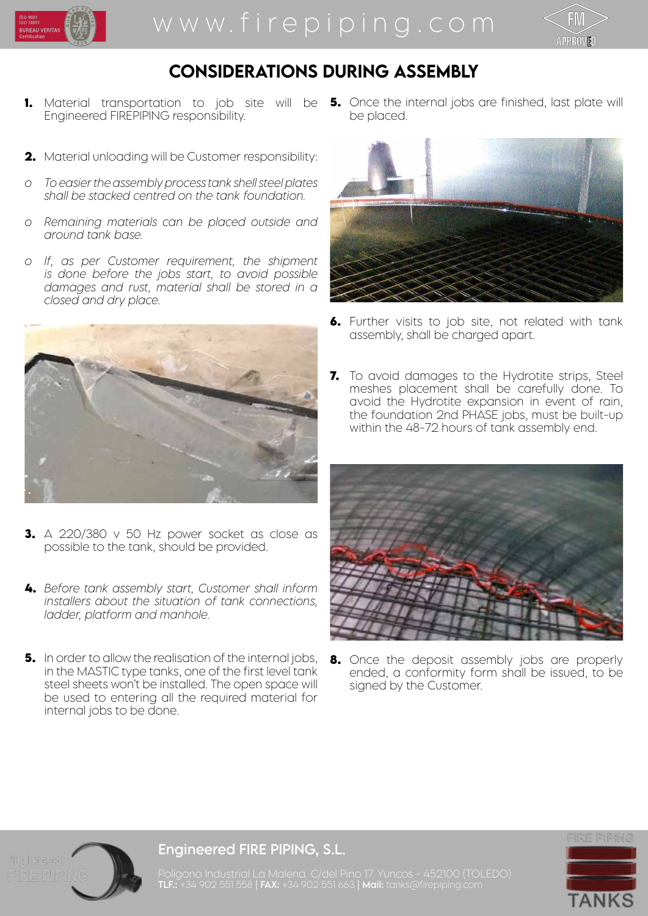# CONSIDERATIONS DURING ASSEMBLY

1. Material transportation to job site will be Engineered FIREPIPING responsibility.

2. Material unloading will be Customer responsibility:
   - *To easier the assembly process tank shell steel plates shall be stacked centred on the tank foundation.*
   - *Remaining materials can be placed outside and around tank base.*
   - *If, as per Customer requirement, the shipment is done before the jobs start, to avoid possible damages and rust, material shall be stored in a closed and dry place.*

3. A 220/380 v 50 Hz power socket as close as possible to the tank, should be provided.

4. *Before tank assembly start, Customer shall inform installers about the situation of tank connections, ladder, platform and manhole.*

5. In order to allow the realisation of the internal jobs, in the MASTIC type tanks, one of the first level tank steel sheets won't be installed. The open space will be used to entering all the required material for internal jobs to be done.

5. Once the internal jobs are finished, last plate will be placed.

6. Further visits to job site, not related with tank assembly, shall be charged apart.

7. To avoid damages to the Hydrotite strips, Steel meshes placement shall be carefully done. To avoid the Hydrotite expansion in event of rain, the foundation 2nd PHASE jobs, must be built-up within the 48-72 hours of tank assembly end.

8. Once the deposit assembly jobs are properly ended, a conformity form shall be issued, to be signed by the Customer.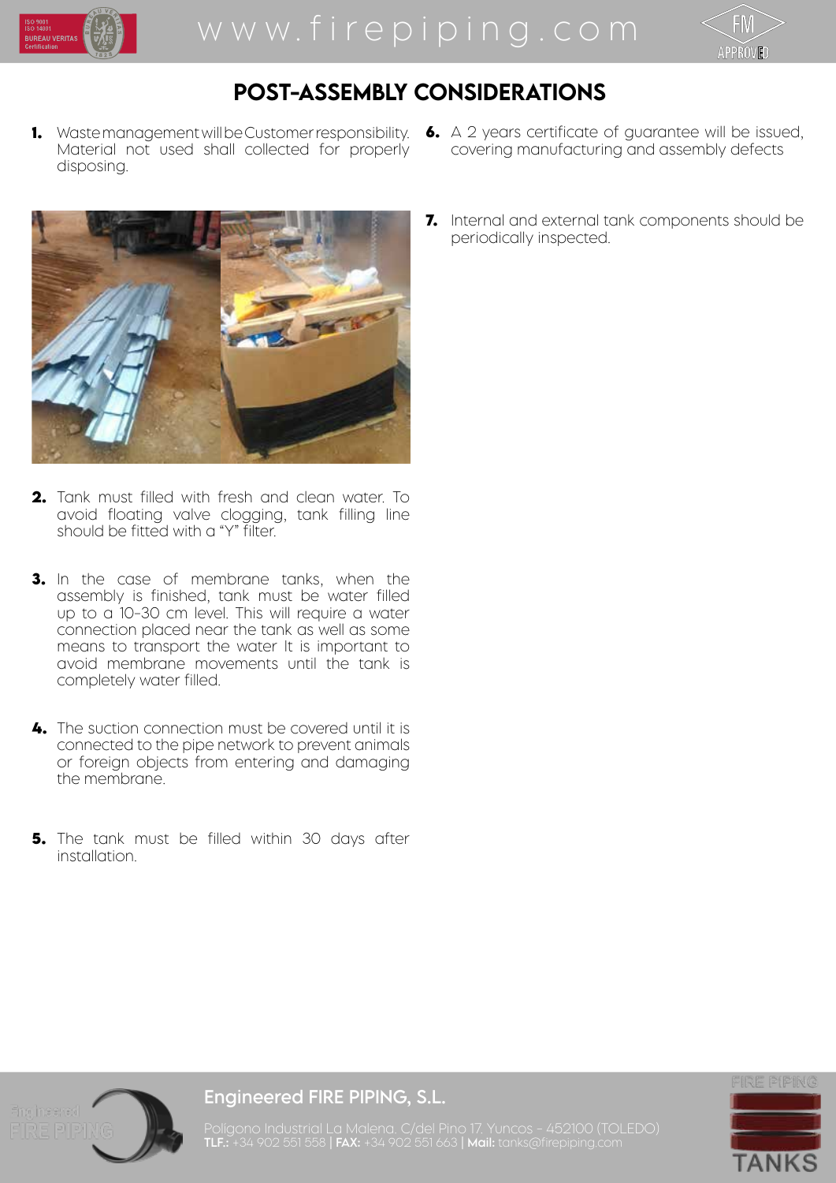# POST-ASSEMBLY CONSIDERATIONS

1. Waste management will be Customer responsibility. Material not used shall collected for properly disposing.

2. Tank must filled with fresh and clean water. To avoid floating valve clogging, tank filling line should be fitted with a "Y" filter.

3. In the case of membrane tanks, when the assembly is finished, tank must be water filled up to a 10-30 cm level. This will require a water connection placed near the tank as well as some means to transport the water It is important to avoid membrane movements until the tank is completely water filled.

4. The suction connection must be covered until it is connected to the pipe network to prevent animals or foreign objects from entering and damaging the membrane.

5. The tank must be filled within 30 days after installation.

6. A 2 years certificate of guarantee will be issued, covering manufacturing and assembly defects

7. Internal and external tank components should be periodically inspected.